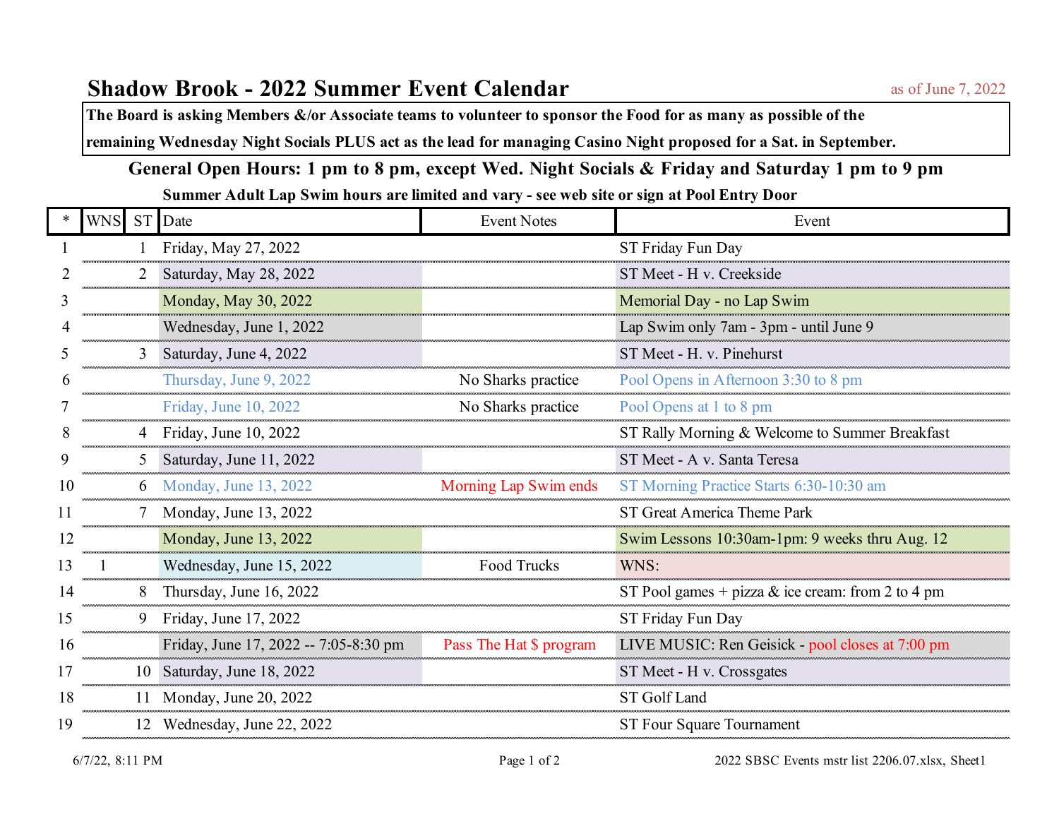# Shadow Brook - 2022 Summer Event Calendar

as of June 7, 2022

**The Board is asking Members &/or Associate teams to volunteer to sponsor the Food for as many as possible of the remaining Wednesday Night Socials PLUS act as the lead for managing Casino Night proposed for a Sat. in September.**

## General Open Hours: 1 pm to 8 pm, except Wed. Night Socials & Friday and Saturday 1 pm to 9 pm

**Summer Adult Lap Swim hours are limited and vary - see web site or sign at Pool Entry Door**

| * | WNS | ST | Date | Event Notes | Event |
|---|---|---|---|---|---|
| 1 | | 1 | Friday, May 27, 2022 | | ST Friday Fun Day |
| 2 | | 2 | Saturday, May 28, 2022 | | ST Meet - H v. Creekside |
| 3 | | | Monday, May 30, 2022 | | Memorial Day - no Lap Swim |
| 4 | | | Wednesday, June 1, 2022 | | Lap Swim only 7am - 3pm - until June 9 |
| 5 | | 3 | Saturday, June 4, 2022 | | ST Meet - H. v. Pinehurst |
| 6 | | | Thursday, June 9, 2022 | No Sharks practice | Pool Opens in Afternoon 3:30 to 8 pm |
| 7 | | | Friday, June 10, 2022 | No Sharks practice | Pool Opens at 1 to 8 pm |
| 8 | | 4 | Friday, June 10, 2022 | | ST Rally Morning & Welcome to Summer Breakfast |
| 9 | | 5 | Saturday, June 11, 2022 | | ST Meet - A v. Santa Teresa |
| 10 | | 6 | Monday, June 13, 2022 | Morning Lap Swim ends | ST Morning Practice Starts 6:30-10:30 am |
| 11 | | 7 | Monday, June 13, 2022 | | ST Great America Theme Park |
| 12 | | | Monday, June 13, 2022 | | Swim Lessons 10:30am-1pm: 9 weeks thru Aug. 12 |
| 13 | 1 | | Wednesday, June 15, 2022 | Food Trucks | WNS: |
| 14 | | 8 | Thursday, June 16, 2022 | | ST Pool games + pizza & ice cream: from 2 to 4 pm |
| 15 | | 9 | Friday, June 17, 2022 | | ST Friday Fun Day |
| 16 | | | Friday, June 17, 2022 -- 7:05-8:30 pm | Pass The Hat $ program | LIVE MUSIC: Ren Geisick - pool closes at 7:00 pm |
| 17 | | 10 | Saturday, June 18, 2022 | | ST Meet - H v. Crossgates |
| 18 | | 11 | Monday, June 20, 2022 | | ST Golf Land |
| 19 | | 12 | Wednesday, June 22, 2022 | | ST Four Square Tournament |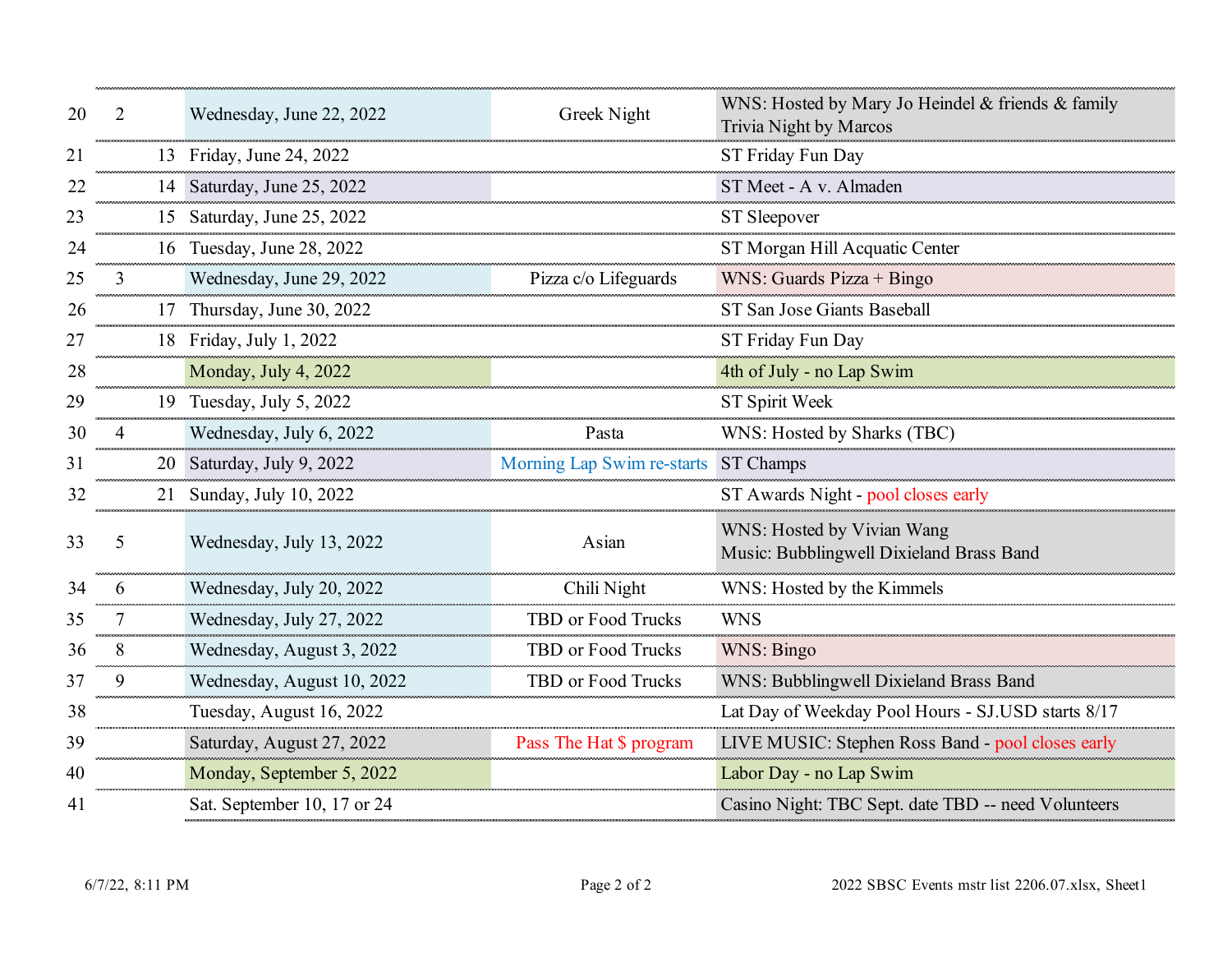| | | | | | |
|---|---|---|---|---|---|
| 20 | 2 | | Wednesday, June 22, 2022 | Greek Night | WNS: Hosted by Mary Jo Heindel & friends & family<br>Trivia Night by Marcos |
| 21 | | 13 | Friday, June 24, 2022 | | ST Friday Fun Day |
| 22 | | 14 | Saturday, June 25, 2022 | | ST Meet - A v. Almaden |
| 23 | | 15 | Saturday, June 25, 2022 | | ST Sleepover |
| 24 | | 16 | Tuesday, June 28, 2022 | | ST Morgan Hill Acquatic Center |
| 25 | 3 | | Wednesday, June 29, 2022 | Pizza c/o Lifeguards | WNS: Guards Pizza + Bingo |
| 26 | | 17 | Thursday, June 30, 2022 | | ST San Jose Giants Baseball |
| 27 | | 18 | Friday, July 1, 2022 | | ST Friday Fun Day |
| 28 | | | Monday, July 4, 2022 | | 4th of July - no Lap Swim |
| 29 | | 19 | Tuesday, July 5, 2022 | | ST Spirit Week |
| 30 | 4 | | Wednesday, July 6, 2022 | Pasta | WNS: Hosted by Sharks (TBC) |
| 31 | | 20 | Saturday, July 9, 2022 | Morning Lap Swim re-starts | ST Champs |
| 32 | | 21 | Sunday, July 10, 2022 | | ST Awards Night - pool closes early |
| 33 | 5 | | Wednesday, July 13, 2022 | Asian | WNS: Hosted by Vivian Wang<br>Music: Bubblingwell Dixieland Brass Band |
| 34 | 6 | | Wednesday, July 20, 2022 | Chili Night | WNS: Hosted by the Kimmels |
| 35 | 7 | | Wednesday, July 27, 2022 | TBD or Food Trucks | WNS |
| 36 | 8 | | Wednesday, August 3, 2022 | TBD or Food Trucks | WNS: Bingo |
| 37 | 9 | | Wednesday, August 10, 2022 | TBD or Food Trucks | WNS: Bubblingwell Dixieland Brass Band |
| 38 | | | Tuesday, August 16, 2022 | | Lat Day of Weekday Pool Hours - SJ.USD starts 8/17 |
| 39 | | | Saturday, August 27, 2022 | Pass The Hat $ program | LIVE MUSIC: Stephen Ross Band - pool closes early |
| 40 | | | Monday, September 5, 2022 | | Labor Day - no Lap Swim |
| 41 | | | Sat. September 10, 17 or 24 | | Casino Night: TBC Sept. date TBD -- need Volunteers |

6/7/22, 8:11 PM

2022 SBSC Events mstr list 2206.07.xlsx, Sheet1